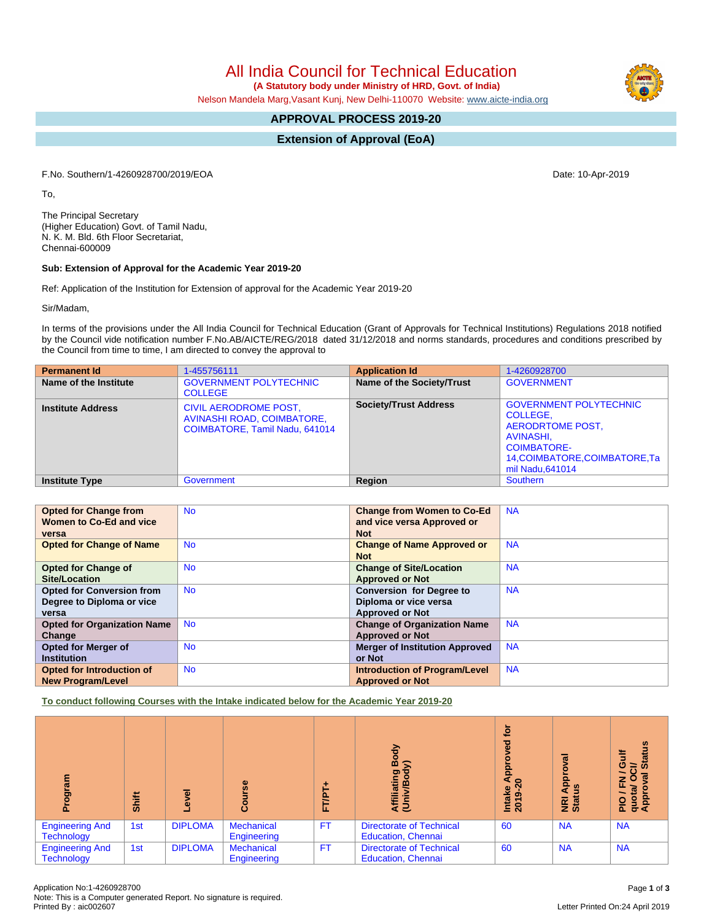# All India Council for Technical Education

**(A Statutory body under Ministry of HRD, Govt. of India)**

Nelson Mandela Marg,Vasant Kunj, New Delhi-110070 Website: www.aicte-india.org

## APPROVAL PROCESS 2019-20

## Extension of Approval (EoA)

F.No. Southern/1-4260928700/2019/EOA

Date: 10-Apr-2019

To,

The Principal Secretary
(Higher Education) Govt. of Tamil Nadu,
N. K. M. Bld. 6th Floor Secretariat,
Chennai-600009

**Sub: Extension of Approval for the Academic Year 2019-20**

Ref: Application of the Institution for Extension of approval for the Academic Year 2019-20

Sir/Madam,

In terms of the provisions under the All India Council for Technical Education (Grant of Approvals for Technical Institutions) Regulations 2018 notified by the Council vide notification number F.No.AB/AICTE/REG/2018 dated 31/12/2018 and norms standards, procedures and conditions prescribed by the Council from time to time, I am directed to convey the approval to

| **Permanent Id** | 1-455756111 | **Application Id** | 1-4260928700 |
|---|---|---|---|
| **Name of the Institute** | GOVERNMENT POLYTECHNIC COLLEGE | **Name of the Society/Trust** | GOVERNMENT |
| **Institute Address** | CIVIL AERODROME POST, AVINASHI ROAD, COIMBATORE, COIMBATORE, Tamil Nadu, 641014 | **Society/Trust Address** | GOVERNMENT POLYTECHNIC COLLEGE, AERODRTOME POST, AVINASHI, COIMBATORE-14,COIMBATORE,COIMBATORE,Tamil Nadu,641014 |
| **Institute Type** | Government | **Region** | Southern |

| **Opted for Change from Women to Co-Ed and vice versa** | No | **Change from Women to Co-Ed and vice versa Approved or Not** | NA |
|---|---|---|---|
| **Opted for Change of Name** | No | **Change of Name Approved or Not** | NA |
| **Opted for Change of Site/Location** | No | **Change of Site/Location Approved or Not** | NA |
| **Opted for Conversion from Degree to Diploma or vice versa** | No | **Conversion for Degree to Diploma or vice versa Approved or Not** | NA |
| **Opted for Organization Name Change** | No | **Change of Organization Name Approved or Not** | NA |
| **Opted for Merger of Institution** | No | **Merger of Institution Approved or Not** | NA |
| **Opted for Introduction of New Program/Level** | No | **Introduction of Program/Level Approved or Not** | NA |

**To conduct following Courses with the Intake indicated below for the Academic Year 2019-20**

| Program | Shift | Level | Course | FT/PT+ | Affiliating Body (Univ/Body) | Intake Approved for 2019-20 | NRI Approval Status | PIO / FN / Gulf quota/ OCI/ Approval Status |
|---|---|---|---|---|---|---|---|---|
| Engineering And Technology | 1st | DIPLOMA | Mechanical Engineering | FT | Directorate of Technical Education, Chennai | 60 | NA | NA |
| Engineering And Technology | 1st | DIPLOMA | Mechanical Engineering | FT | Directorate of Technical Education, Chennai | 60 | NA | NA |

Application No:1-4260928700
Note: This is a Computer generated Report. No signature is required.
Printed By : aic002607

Letter Printed On:24 April 2019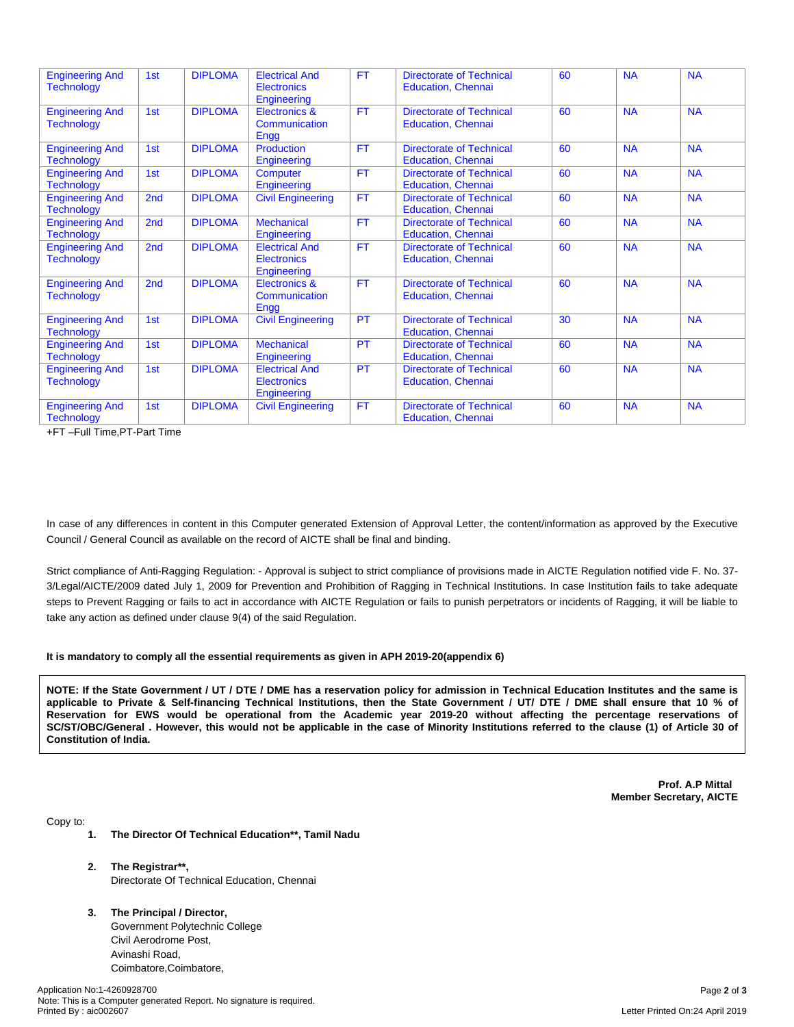| | | | | | | | | |
|---|---|---|---|---|---|---|---|---|
| Engineering And Technology | 1st | DIPLOMA | Electrical And Electronics Engineering | FT | Directorate of Technical Education, Chennai | 60 | NA | NA |
| Engineering And Technology | 1st | DIPLOMA | Electronics & Communication Engg | FT | Directorate of Technical Education, Chennai | 60 | NA | NA |
| Engineering And Technology | 1st | DIPLOMA | Production Engineering | FT | Directorate of Technical Education, Chennai | 60 | NA | NA |
| Engineering And Technology | 1st | DIPLOMA | Computer Engineering | FT | Directorate of Technical Education, Chennai | 60 | NA | NA |
| Engineering And Technology | 2nd | DIPLOMA | Civil Engineering | FT | Directorate of Technical Education, Chennai | 60 | NA | NA |
| Engineering And Technology | 2nd | DIPLOMA | Mechanical Engineering | FT | Directorate of Technical Education, Chennai | 60 | NA | NA |
| Engineering And Technology | 2nd | DIPLOMA | Electrical And Electronics Engineering | FT | Directorate of Technical Education, Chennai | 60 | NA | NA |
| Engineering And Technology | 2nd | DIPLOMA | Electronics & Communication Engg | FT | Directorate of Technical Education, Chennai | 60 | NA | NA |
| Engineering And Technology | 1st | DIPLOMA | Civil Engineering | PT | Directorate of Technical Education, Chennai | 30 | NA | NA |
| Engineering And Technology | 1st | DIPLOMA | Mechanical Engineering | PT | Directorate of Technical Education, Chennai | 60 | NA | NA |
| Engineering And Technology | 1st | DIPLOMA | Electrical And Electronics Engineering | PT | Directorate of Technical Education, Chennai | 60 | NA | NA |
| Engineering And Technology | 1st | DIPLOMA | Civil Engineering | FT | Directorate of Technical Education, Chennai | 60 | NA | NA |

+FT –Full Time,PT-Part Time

In case of any differences in content in this Computer generated Extension of Approval Letter, the content/information as approved by the Executive Council / General Council as available on the record of AICTE shall be final and binding.

Strict compliance of Anti-Ragging Regulation: - Approval is subject to strict compliance of provisions made in AICTE Regulation notified vide F. No. 37-3/Legal/AICTE/2009 dated July 1, 2009 for Prevention and Prohibition of Ragging in Technical Institutions. In case Institution fails to take adequate steps to Prevent Ragging or fails to act in accordance with AICTE Regulation or fails to punish perpetrators or incidents of Ragging, it will be liable to take any action as defined under clause 9(4) of the said Regulation.

**It is mandatory to comply all the essential requirements as given in APH 2019-20(appendix 6)**

**NOTE: If the State Government / UT / DTE / DME has a reservation policy for admission in Technical Education Institutes and the same is applicable to Private & Self-financing Technical Institutions, then the State Government / UT/ DTE / DME shall ensure that 10 % of Reservation for EWS would be operational from the Academic year 2019-20 without affecting the percentage reservations of SC/ST/OBC/General . However, this would not be applicable in the case of Minority Institutions referred to the clause (1) of Article 30 of Constitution of India.**

**Prof. A.P Mittal**
**Member Secretary, AICTE**

Copy to:

1. **The Director Of Technical Education\*\*, Tamil Nadu**

2. **The Registrar\*\*,**
   Directorate Of Technical Education, Chennai

3. **The Principal / Director,**
   Government Polytechnic College
   Civil Aerodrome Post,
   Avinashi Road,
   Coimbatore,Coimbatore,

Application No:1-4260928700
Note: This is a Computer generated Report. No signature is required.
Printed By : aic002607

Letter Printed On:24 April 2019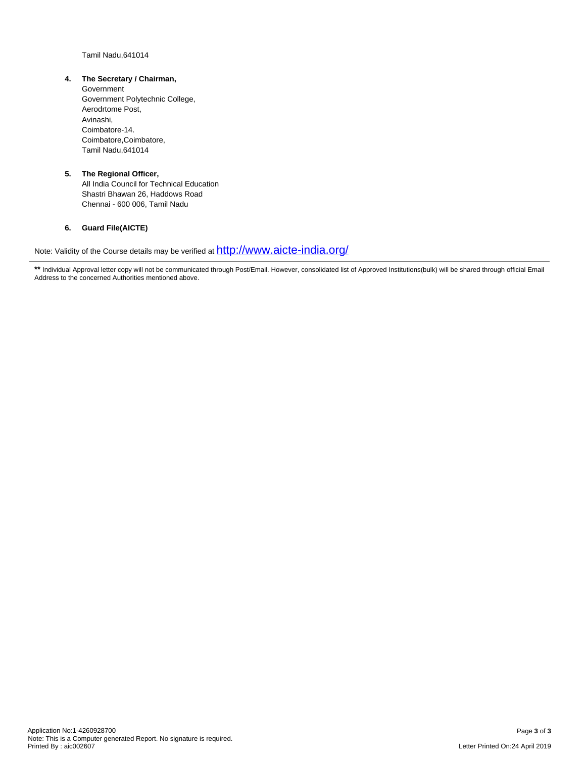Tamil Nadu,641014

4. **The Secretary / Chairman,**
   Government
   Government Polytechnic College,
   Aerodrtome Post,
   Avinashi,
   Coimbatore-14.
   Coimbatore,Coimbatore,
   Tamil Nadu,641014

5. **The Regional Officer,**
   All India Council for Technical Education
   Shastri Bhawan 26, Haddows Road
   Chennai - 600 006, Tamil Nadu

6. **Guard File(AICTE)**

Note: Validity of the Course details may be verified at http://www.aicte-india.org/

---

**\*\*** Individual Approval letter copy will not be communicated through Post/Email. However, consolidated list of Approved Institutions(bulk) will be shared through official Email Address to the concerned Authorities mentioned above.

Application No:1-4260928700
Note: This is a Computer generated Report. No signature is required.
Printed By : aic002607

Letter Printed On:24 April 2019